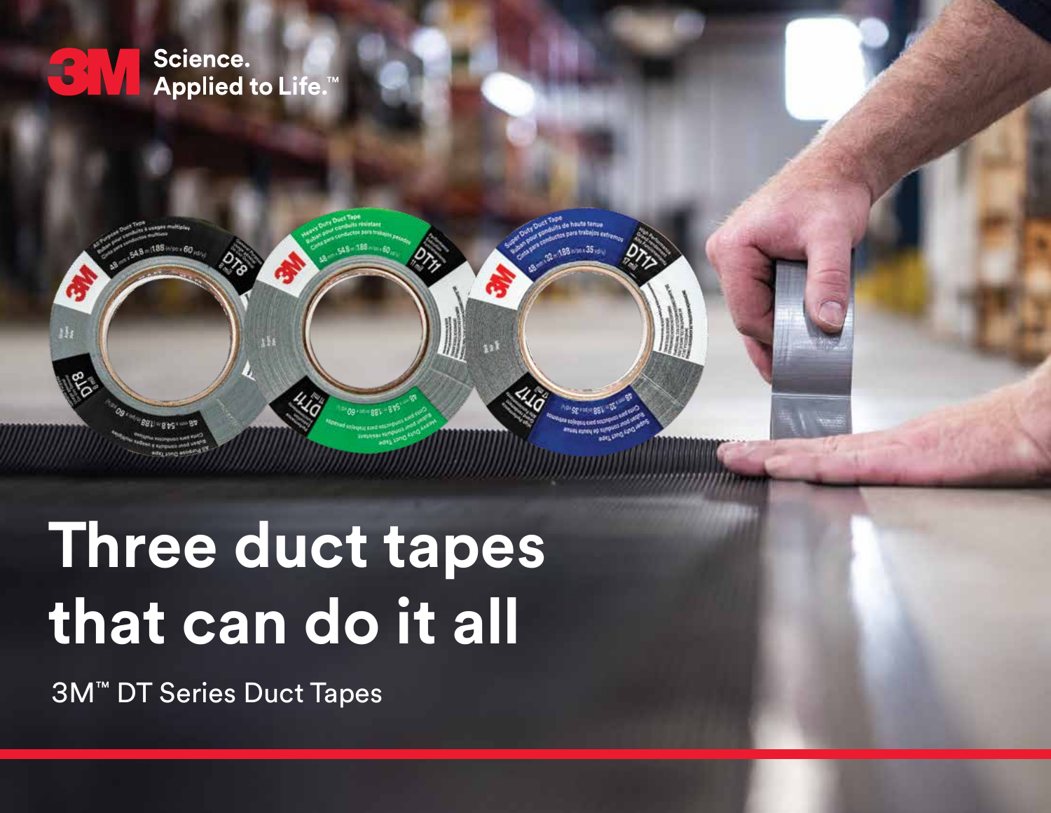3M Science. Applied to Life.™

# Three duct tapes that can do it all

3M™ DT Series Duct Tapes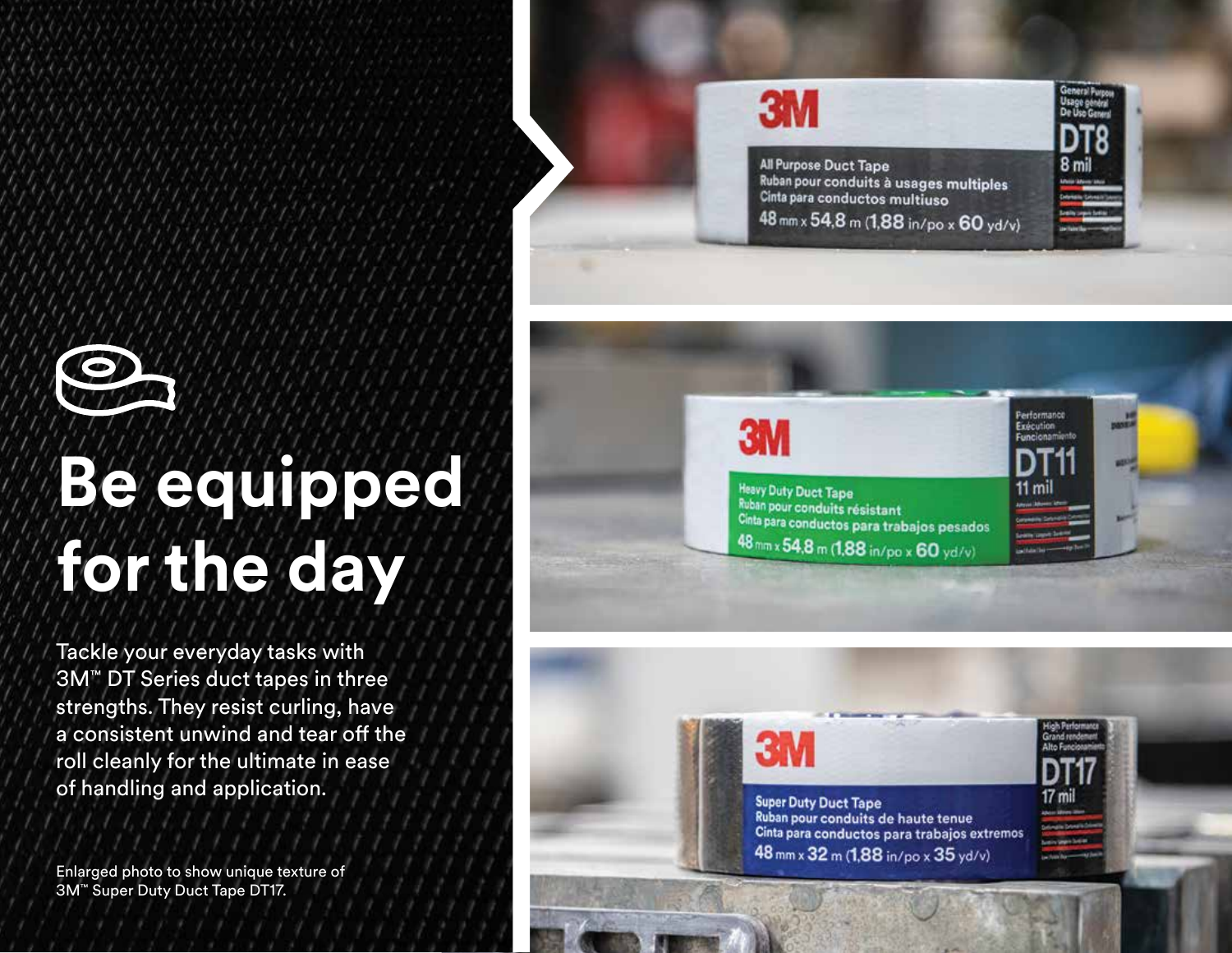# Be equipped for the day

Tackle your everyday tasks with 3M™ DT Series duct tapes in three strengths. They resist curling, have a consistent unwind and tear off the roll cleanly for the ultimate in ease of handling and application.

Enlarged photo to show unique texture of 3M™ Super Duty Duct Tape DT17.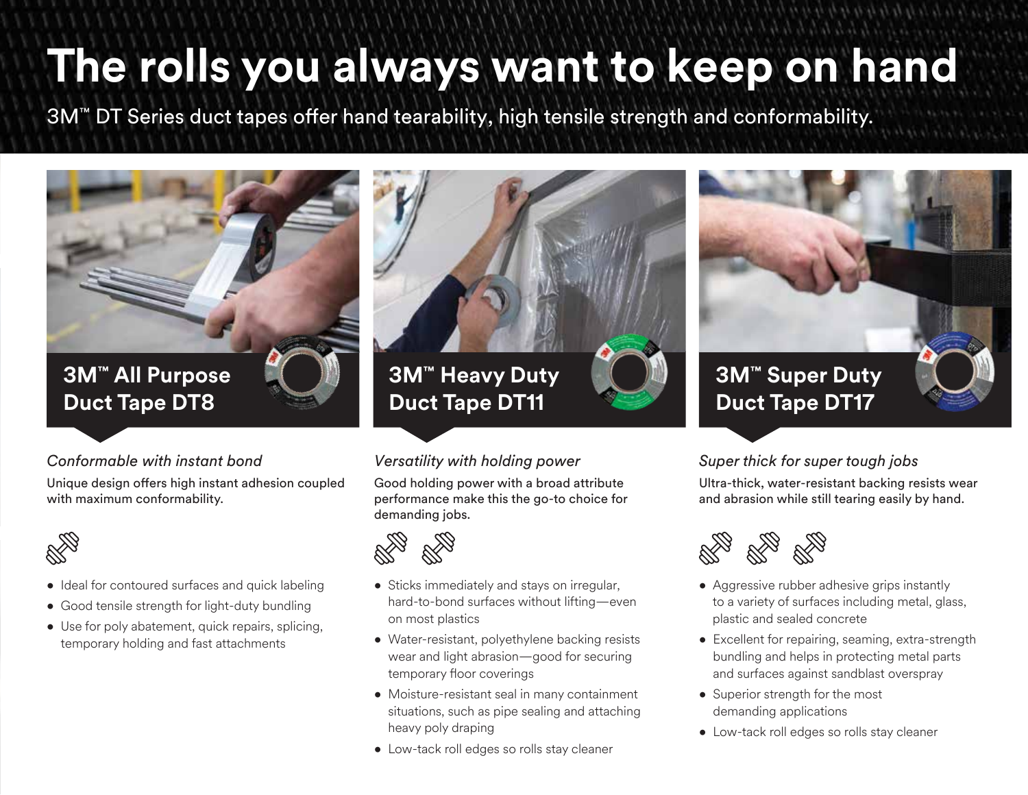# The rolls you always want to keep on hand

3M™ DT Series duct tapes offer hand tearability, high tensile strength and conformability.

## 3M™ All Purpose Duct Tape DT8

*Conformable with instant bond*

Unique design offers high instant adhesion coupled with maximum conformability.

- Ideal for contoured surfaces and quick labeling
- Good tensile strength for light-duty bundling
- Use for poly abatement, quick repairs, splicing, temporary holding and fast attachments

## 3M™ Heavy Duty Duct Tape DT11

*Versatility with holding power*

Good holding power with a broad attribute performance make this the go-to choice for demanding jobs.

- Sticks immediately and stays on irregular, hard-to-bond surfaces without lifting—even on most plastics
- Water-resistant, polyethylene backing resists wear and light abrasion—good for securing temporary floor coverings
- Moisture-resistant seal in many containment situations, such as pipe sealing and attaching heavy poly draping
- Low-tack roll edges so rolls stay cleaner

## 3M™ Super Duty Duct Tape DT17

*Super thick for super tough jobs*

Ultra-thick, water-resistant backing resists wear and abrasion while still tearing easily by hand.

- Aggressive rubber adhesive grips instantly to a variety of surfaces including metal, glass, plastic and sealed concrete
- Excellent for repairing, seaming, extra-strength bundling and helps in protecting metal parts and surfaces against sandblast overspray
- Superior strength for the most demanding applications
- Low-tack roll edges so rolls stay cleaner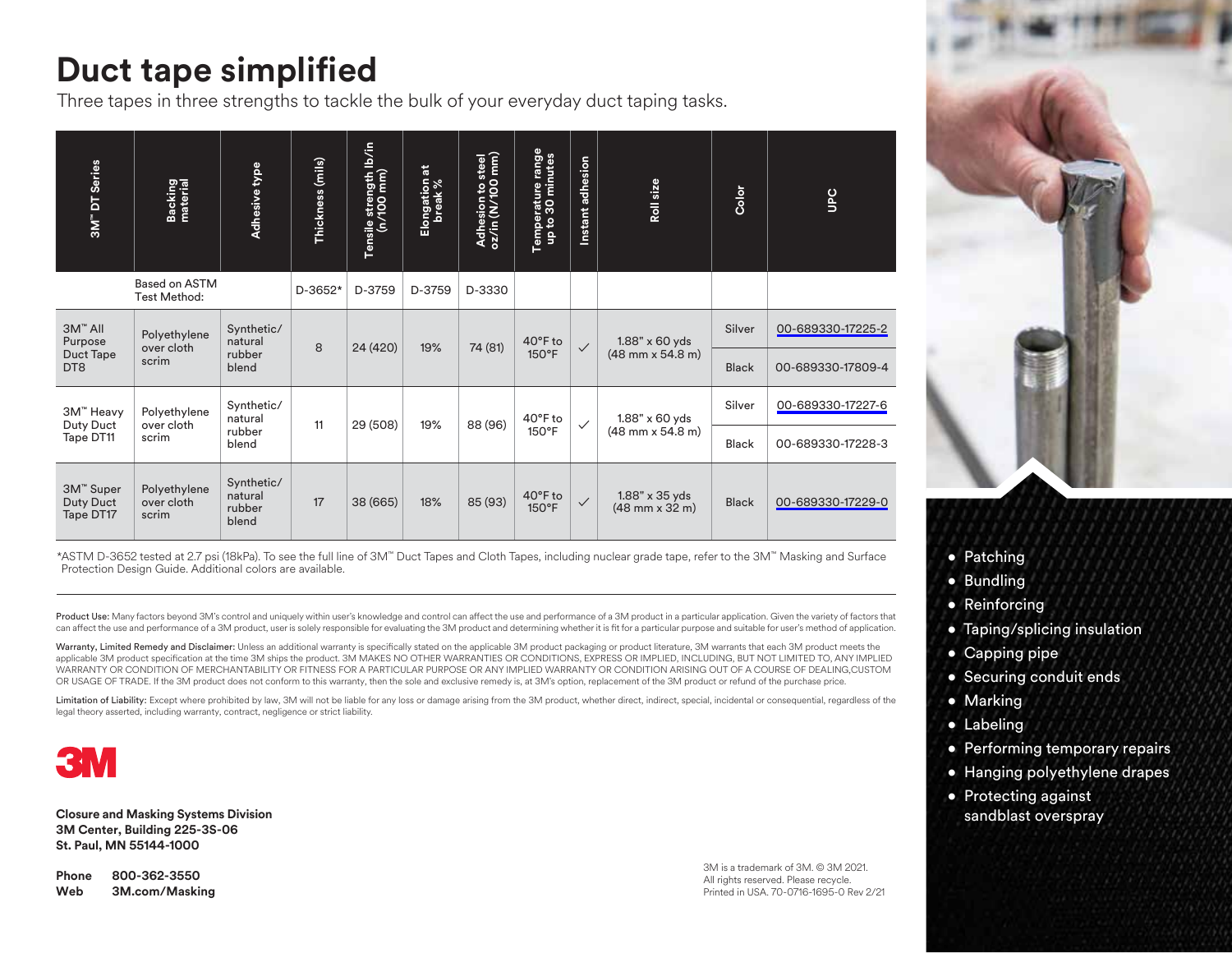# Duct tape simplified

Three tapes in three strengths to tackle the bulk of your everyday duct taping tasks.

| 3M™ DT Series | Backing material | Adhesive type | Thickness (mils) | Tensile strength lb/in (n/100 mm) | Elongation at break % | Adhesion to steel oz/in (N/100 mm) | Temperature range up to 30 minutes | Instant adhesion | Roll size | Color | UPC |
|---|---|---|---|---|---|---|---|---|---|---|---|
| | Based on ASTM Test Method: | | D-3652* | D-3759 | D-3759 | D-3330 | | | | | |
| 3M™ All Purpose Duct Tape DT8 | Polyethylene over cloth scrim | Synthetic/ natural rubber blend | 8 | 24 (420) | 19% | 74 (81) | 40°F to 150°F | ✓ | 1.88" x 60 yds (48 mm x 54.8 m) | Silver | 00-689330-17225-2 |
| | | | | | | | | | | Black | 00-689330-17809-4 |
| 3M™ Heavy Duty Duct Tape DT11 | Polyethylene over cloth scrim | Synthetic/ natural rubber blend | 11 | 29 (508) | 19% | 88 (96) | 40°F to 150°F | ✓ | 1.88" x 60 yds (48 mm x 54.8 m) | Silver | 00-689330-17227-6 |
| | | | | | | | | | | Black | 00-689330-17228-3 |
| 3M™ Super Duty Duct Tape DT17 | Polyethylene over cloth scrim | Synthetic/ natural rubber blend | 17 | 38 (665) | 18% | 85 (93) | 40°F to 150°F | ✓ | 1.88" x 35 yds (48 mm x 32 m) | Black | 00-689330-17229-0 |

*ASTM D-3652 tested at 2.7 psi (18kPa). To see the full line of 3M™ Duct Tapes and Cloth Tapes, including nuclear grade tape, refer to the 3M™ Masking and Surface Protection Design Guide. Additional colors are available.

- Patching
- Bundling
- Reinforcing
- Taping/splicing insulation
- Capping pipe
- Securing conduit ends
- Marking
- Labeling
- Performing temporary repairs
- Hanging polyethylene drapes
- Protecting against sandblast overspray

**Product Use:** Many factors beyond 3M's control and uniquely within user's knowledge and control can affect the use and performance of a 3M product in a particular application. Given the variety of factors that can affect the use and performance of a 3M product, user is solely responsible for evaluating the 3M product and determining whether it is fit for a particular purpose and suitable for user's method of application.

**Warranty, Limited Remedy and Disclaimer:** Unless an additional warranty is specifically stated on the applicable 3M product packaging or product literature, 3M warrants that each 3M product meets the applicable 3M product specification at the time 3M ships the product. 3M MAKES NO OTHER WARRANTIES OR CONDITIONS, EXPRESS OR IMPLIED, INCLUDING, BUT NOT LIMITED TO, ANY IMPLIED WARRANTY OR CONDITION OF MERCHANTABILITY OR FITNESS FOR A PARTICULAR PURPOSE OR ANY IMPLIED WARRANTY OR CONDITION ARISING OUT OF A COURSE OF DEALING,CUSTOM OR USAGE OF TRADE. If the 3M product does not conform to this warranty, then the sole and exclusive remedy is, at 3M's option, replacement of the 3M product or refund of the purchase price.

**Limitation of Liability:** Except where prohibited by law, 3M will not be liable for any loss or damage arising from the 3M product, whether direct, indirect, special, incidental or consequential, regardless of the legal theory asserted, including warranty, contract, negligence or strict liability.

3M

**Closure and Masking Systems Division**
**3M Center, Building 225-3S-06**
**St. Paul, MN 55144-1000**

**Phone** 800-362-3550
**Web** 3M.com/Masking

3M is a trademark of 3M. © 3M 2021.
All rights reserved. Please recycle.
Printed in USA. 70-0716-1695-0 Rev 2/21